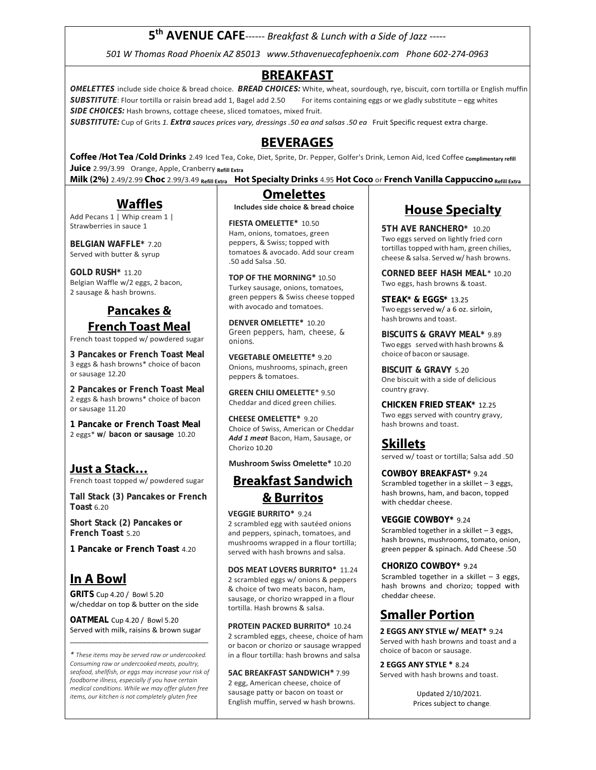# 5th AVENUE CAFE------ *Breakfast & Lunch with a Side of Jazz -----*

*501 W Thomas Road Phoenix AZ 85013 www.5thavenuecafephoenix.com Phone 602-274-0963*

## BREAKFAST

***OMELETTES*** include side choice & bread choice. ***BREAD CHOICES:*** White, wheat, sourdough, rye, biscuit, corn tortilla or English muffin
***SUBSTITUTE***: Flour tortilla or raisin bread add 1, Bagel add 2.50 For items containing eggs or we gladly substitute – egg whites
***SIDE CHOICES:*** Hash browns, cottage cheese, sliced tomatoes, mixed fruit.
***SUBSTITUTE:*** Cup of Grits *1.* ***Extra*** *sauces prices vary, dressings .50 ea and salsas .50 ea* Fruit Specific request extra charge.

## BEVERAGES

**Coffee /Hot Tea /Cold Drinks** 2.49 Iced Tea, Coke, Diet, Sprite, Dr. Pepper, Golfer's Drink, Lemon Aid, Iced Coffee **Complimentary refill**
**Juice** 2.99/3.99 Orange, Apple, Cranberry **Refill Extra**
**Milk (2%)** 2.49/2.99 **Choc** 2.99/3.49 **Refill Extra** **Hot Specialty Drinks** 4.95 **Hot Coco** or **French Vanilla Cappuccino** **Refill Extra**

## Waffles

Add Pecans 1 | Whip cream 1 | Strawberries in sauce 1

**BELGIAN WAFFLE*** 7.20
Served with butter & syrup

**GOLD RUSH*** 11.20
Belgian Waffle w/2 eggs, 2 bacon, 2 sausage & hash browns.

## Pancakes & French Toast Meal

French toast topped w/ powdered sugar

**3 Pancakes or French Toast Meal**
3 eggs & hash browns* choice of bacon or sausage 12.20

**2 Pancakes or French Toast Meal**
2 eggs & hash browns* choice of bacon or sausage 11.20

**1 Pancake or French Toast Meal**
2 eggs* **w/ bacon or sausage** 10.20

## Just a Stack…

French toast topped w/ powdered sugar

**Tall Stack (3) Pancakes or French Toast** 6.20

**Short Stack (2) Pancakes or French Toast** 5.20

**1 Pancake or French Toast** 4.20

## In A Bowl

**GRITS** Cup 4.20 / Bowl 5.20
w/cheddar on top & butter on the side

**OATMEAL** Cup 4.20 / Bowl 5.20
Served with milk, raisins & brown sugar

*\* These items may be served raw or undercooked. Consuming raw or undercooked meats, poultry, seafood, shellfish, or eggs may increase your risk of foodborne illness, especially if you have certain medical conditions. While we may offer gluten free items, our kitchen is not completely gluten free*

## Omelettes

**Includes side choice & bread choice**

**FIESTA OMELETTE*** 10.50
Ham, onions, tomatoes, green peppers, & Swiss; topped with tomatoes & avocado. Add sour cream .50 add Salsa .50.

**TOP OF THE MORNING*** 10.50
Turkey sausage, onions, tomatoes, green peppers & Swiss cheese topped with avocado and tomatoes.

**DENVER OMELETTE*** 10.20
Green peppers, ham, cheese, & onions.

**VEGETABLE OMELETTE*** 9.20
Onions, mushrooms, spinach, green peppers & tomatoes.

**GREEN CHILI OMELETTE*** 9.50
Cheddar and diced green chilies.

**CHEESE OMELETTE*** 9.20
Choice of Swiss, American or Cheddar
***Add 1 meat*** Bacon, Ham, Sausage, or Chorizo 10.20

**Mushroom Swiss Omelette*** 10.20

## Breakfast Sandwich & Burritos

**VEGGIE BURRITO*** 9.24
2 scrambled egg with sautéed onions and peppers, spinach, tomatoes, and mushrooms wrapped in a flour tortilla; served with hash browns and salsa.

**DOS MEAT LOVERS BURRITO*** 11.24
2 scrambled eggs w/ onions & peppers & choice of two meats bacon, ham, sausage, or chorizo wrapped in a flour tortilla. Hash browns & salsa.

**PROTEIN PACKED BURRITO*** 10.24
2 scrambled eggs, cheese, choice of ham or bacon or chorizo or sausage wrapped in a flour tortilla: hash browns and salsa

**5AC BREAKFAST SANDWICH*** 7.99
2 egg, American cheese, choice of sausage patty or bacon on toast or English muffin, served w hash browns.

## House Specialty

**5TH AVE RANCHERO*** 10.20
Two eggs served on lightly fried corn tortillas topped with ham, green chilies, cheese & salsa. Served w/ hash browns.

**CORNED BEEF HASH MEAL*** 10.20
Two eggs, hash browns & toast.

**STEAK* & EGGS*** 13.25
Two eggs served w/ a 6 oz. sirloin, hash browns and toast.

**BISCUITS & GRAVY MEAL*** 9.89
Two eggs served with hash browns & choice of bacon or sausage.

**BISCUIT & GRAVY** 5.20
One biscuit with a side of delicious country gravy.

**CHICKEN FRIED STEAK*** 12.25
Two eggs served with country gravy, hash browns and toast.

## Skillets

served w/ toast or tortilla; Salsa add .50

**COWBOY BREAKFAST*** 9.24
Scrambled together in a skillet – 3 eggs, hash browns, ham, and bacon, topped with cheddar cheese.

**VEGGIE COWBOY*** 9.24
Scrambled together in a skillet – 3 eggs, hash browns, mushrooms, tomato, onion, green pepper & spinach. Add Cheese .50

**CHORIZO COWBOY*** 9.24
Scrambled together in a skillet – 3 eggs, hash browns and chorizo; topped with cheddar cheese.

## Smaller Portion

**2 EGGS ANY STYLE w/ MEAT*** 9.24
Served with hash browns and toast and a choice of bacon or sausage.

**2 EGGS ANY STYLE *** 8.24
Served with hash browns and toast.

Updated 2/10/2021.
Prices subject to change.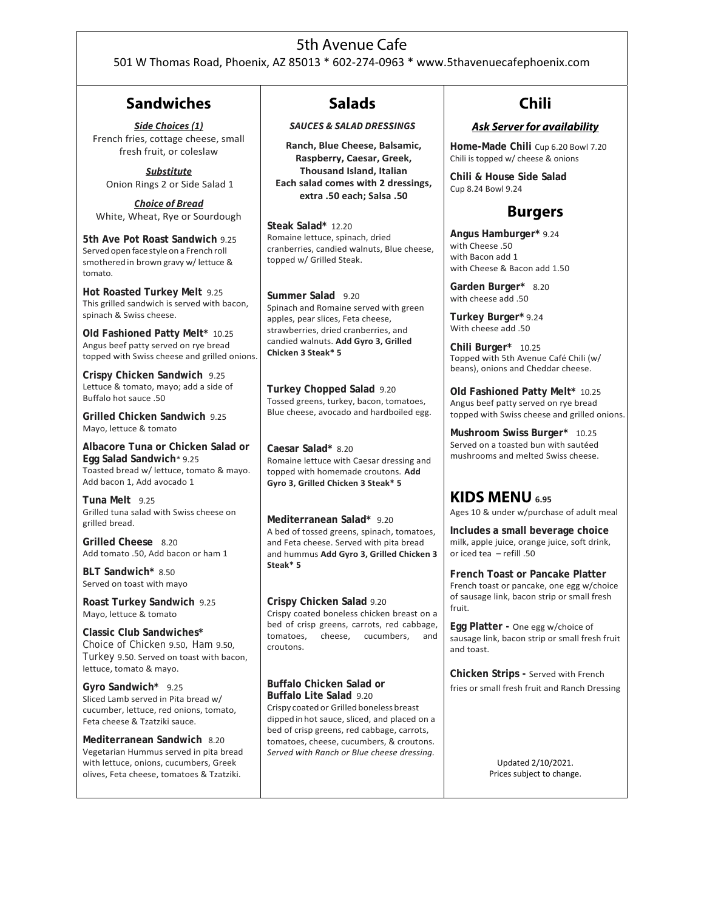# 5th Avenue Cafe

501 W Thomas Road, Phoenix, AZ 85013 * 602-274-0963 * www.5thavenuecafephoenix.com

## Sandwiches

***Side Choices (1)***
French fries, cottage cheese, small fresh fruit, or coleslaw

***Substitute***
Onion Rings 2 or Side Salad 1

***Choice of Bread***
White, Wheat, Rye or Sourdough

**5th Ave Pot Roast Sandwich** 9.25
Served open face style on a French roll smothered in brown gravy w/ lettuce & tomato.

**Hot Roasted Turkey Melt** 9.25
This grilled sandwich is served with bacon, spinach & Swiss cheese.

**Old Fashioned Patty Melt*** 10.25
Angus beef patty served on rye bread topped with Swiss cheese and grilled onions.

**Crispy Chicken Sandwich** 9.25
Lettuce & tomato, mayo; add a side of Buffalo hot sauce .50

**Grilled Chicken Sandwich** 9.25
Mayo, lettuce & tomato

**Albacore Tuna or Chicken Salad or Egg Salad Sandwich*** 9.25
Toasted bread w/ lettuce, tomato & mayo. Add bacon 1, Add avocado 1

**Tuna Melt** 9.25
Grilled tuna salad with Swiss cheese on grilled bread.

**Grilled Cheese** 8.20
Add tomato .50, Add bacon or ham 1

**BLT Sandwich*** 8.50
Served on toast with mayo

**Roast Turkey Sandwich** 9.25
Mayo, lettuce & tomato

**Classic Club Sandwiches***
Choice of Chicken 9.50, Ham 9.50, Turkey 9.50. Served on toast with bacon, lettuce, tomato & mayo.

**Gyro Sandwich*** 9.25
Sliced Lamb served in Pita bread w/ cucumber, lettuce, red onions, tomato, Feta cheese & Tzatziki sauce.

**Mediterranean Sandwich** 8.20
Vegetarian Hummus served in pita bread with lettuce, onions, cucumbers, Greek olives, Feta cheese, tomatoes & Tzatziki.

## Salads

*SAUCES & SALAD DRESSINGS*

**Ranch, Blue Cheese, Balsamic, Raspberry, Caesar, Greek, Thousand Island, Italian**
**Each salad comes with 2 dressings, extra .50 each; Salsa .50**

**Steak Salad*** 12.20
Romaine lettuce, spinach, dried cranberries, candied walnuts, Blue cheese, topped w/ Grilled Steak.

**Summer Salad** 9.20
Spinach and Romaine served with green apples, pear slices, Feta cheese, strawberries, dried cranberries, and candied walnuts. **Add Gyro 3, Grilled Chicken 3 Steak* 5**

**Turkey Chopped Salad** 9.20
Tossed greens, turkey, bacon, tomatoes, Blue cheese, avocado and hardboiled egg.

**Caesar Salad*** 8.20
Romaine lettuce with Caesar dressing and topped with homemade croutons. **Add Gyro 3, Grilled Chicken 3 Steak* 5**

**Mediterranean Salad*** 9.20
A bed of tossed greens, spinach, tomatoes, and Feta cheese. Served with pita bread and hummus **Add Gyro 3, Grilled Chicken 3 Steak* 5**

**Crispy Chicken Salad** 9.20
Crispy coated boneless chicken breast on a bed of crisp greens, carrots, red cabbage, tomatoes, cheese, cucumbers, and croutons.

**Buffalo Chicken Salad or Buffalo Lite Salad** 9.20
Crispy coated or Grilled boneless breast dipped in hot sauce, sliced, and placed on a bed of crisp greens, red cabbage, carrots, tomatoes, cheese, cucumbers, & croutons. *Served with Ranch or Blue cheese dressing.*

## Chili

***Ask Server for availability***

**Home-Made Chili** Cup 6.20 Bowl 7.20
Chili is topped w/ cheese & onions

**Chili & House Side Salad**
Cup 8.24 Bowl 9.24

## Burgers

**Angus Hamburger*** 9.24
with Cheese .50
with Bacon add 1
with Cheese & Bacon add 1.50

**Garden Burger*** 8.20
with cheese add .50

**Turkey Burger*** 9.24
With cheese add .50

**Chili Burger*** 10.25
Topped with 5th Avenue Café Chili (w/ beans), onions and Cheddar cheese.

**Old Fashioned Patty Melt*** 10.25
Angus beef patty served on rye bread topped with Swiss cheese and grilled onions.

**Mushroom Swiss Burger*** 10.25
Served on a toasted bun with sautéed mushrooms and melted Swiss cheese.

## KIDS MENU 6.95

Ages 10 & under w/purchase of adult meal

**Includes a small beverage choice**
milk, apple juice, orange juice, soft drink, or iced tea – refill .50

**French Toast or Pancake Platter**
French toast or pancake, one egg w/choice of sausage link, bacon strip or small fresh fruit.

**Egg Platter -** One egg w/choice of sausage link, bacon strip or small fresh fruit and toast.

**Chicken Strips -** Served with French fries or small fresh fruit and Ranch Dressing

Updated 2/10/2021.
Prices subject to change.